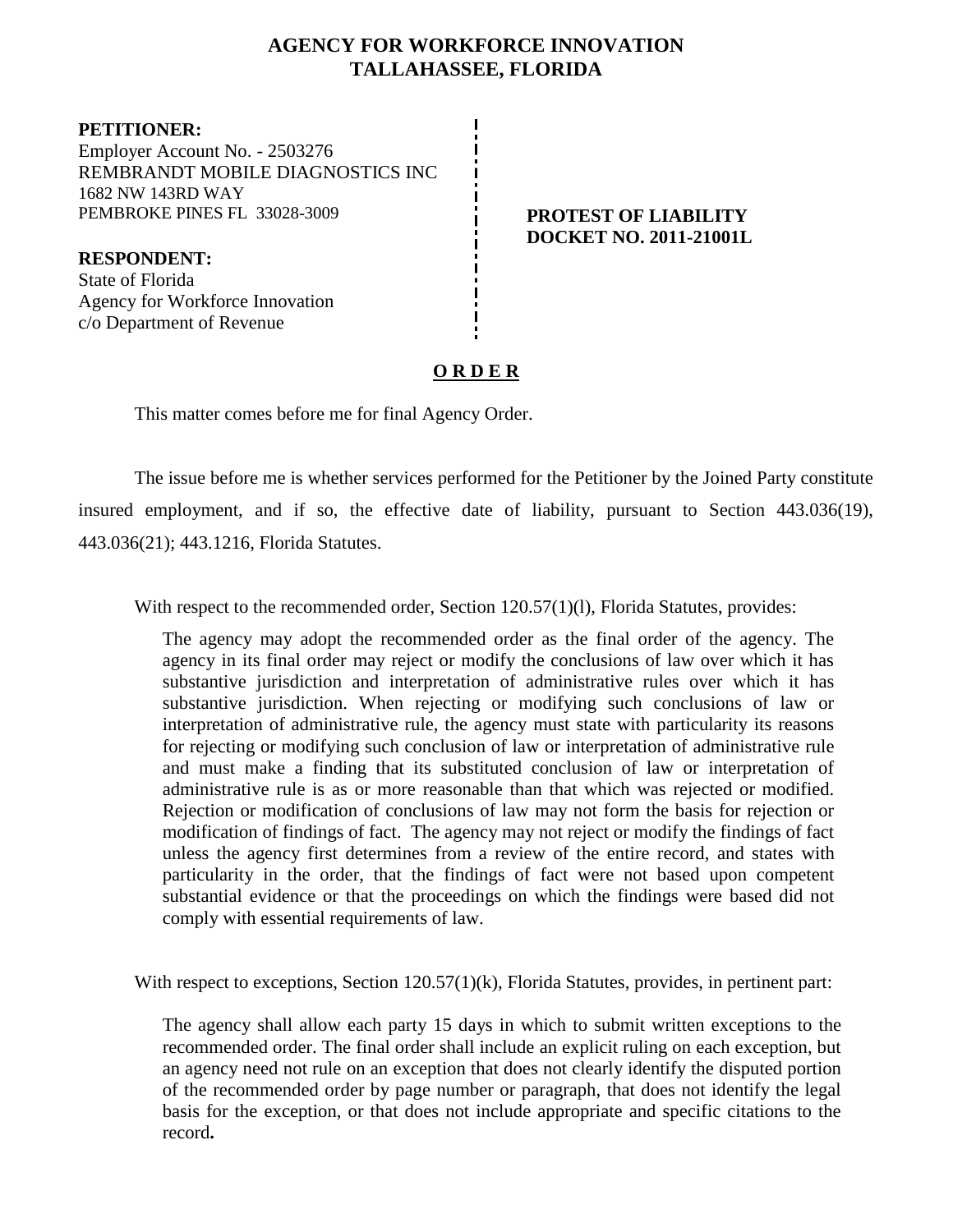# AGENCY FOR WORKFORCE INNOVATION
# TALLAHASSEE, FLORIDA

**PETITIONER:**
Employer Account No. - 2503276
REMBRANDT MOBILE DIAGNOSTICS INC
1682 NW 143RD WAY
PEMBROKE PINES FL 33028-3009

**RESPONDENT:**
State of Florida
Agency for Workforce Innovation
c/o Department of Revenue

**PROTEST OF LIABILITY**
**DOCKET NO. 2011-21001L**

## O R D E R

This matter comes before me for final Agency Order.

The issue before me is whether services performed for the Petitioner by the Joined Party constitute insured employment, and if so, the effective date of liability, pursuant to Section 443.036(19), 443.036(21); 443.1216, Florida Statutes.

With respect to the recommended order, Section 120.57(1)(l), Florida Statutes, provides:

> The agency may adopt the recommended order as the final order of the agency. The agency in its final order may reject or modify the conclusions of law over which it has substantive jurisdiction and interpretation of administrative rules over which it has substantive jurisdiction. When rejecting or modifying such conclusions of law or interpretation of administrative rule, the agency must state with particularity its reasons for rejecting or modifying such conclusion of law or interpretation of administrative rule and must make a finding that its substituted conclusion of law or interpretation of administrative rule is as or more reasonable than that which was rejected or modified. Rejection or modification of conclusions of law may not form the basis for rejection or modification of findings of fact. The agency may not reject or modify the findings of fact unless the agency first determines from a review of the entire record, and states with particularity in the order, that the findings of fact were not based upon competent substantial evidence or that the proceedings on which the findings were based did not comply with essential requirements of law.

With respect to exceptions, Section 120.57(1)(k), Florida Statutes, provides, in pertinent part:

> The agency shall allow each party 15 days in which to submit written exceptions to the recommended order. The final order shall include an explicit ruling on each exception, but an agency need not rule on an exception that does not clearly identify the disputed portion of the recommended order by page number or paragraph, that does not identify the legal basis for the exception, or that does not include appropriate and specific citations to the record**.**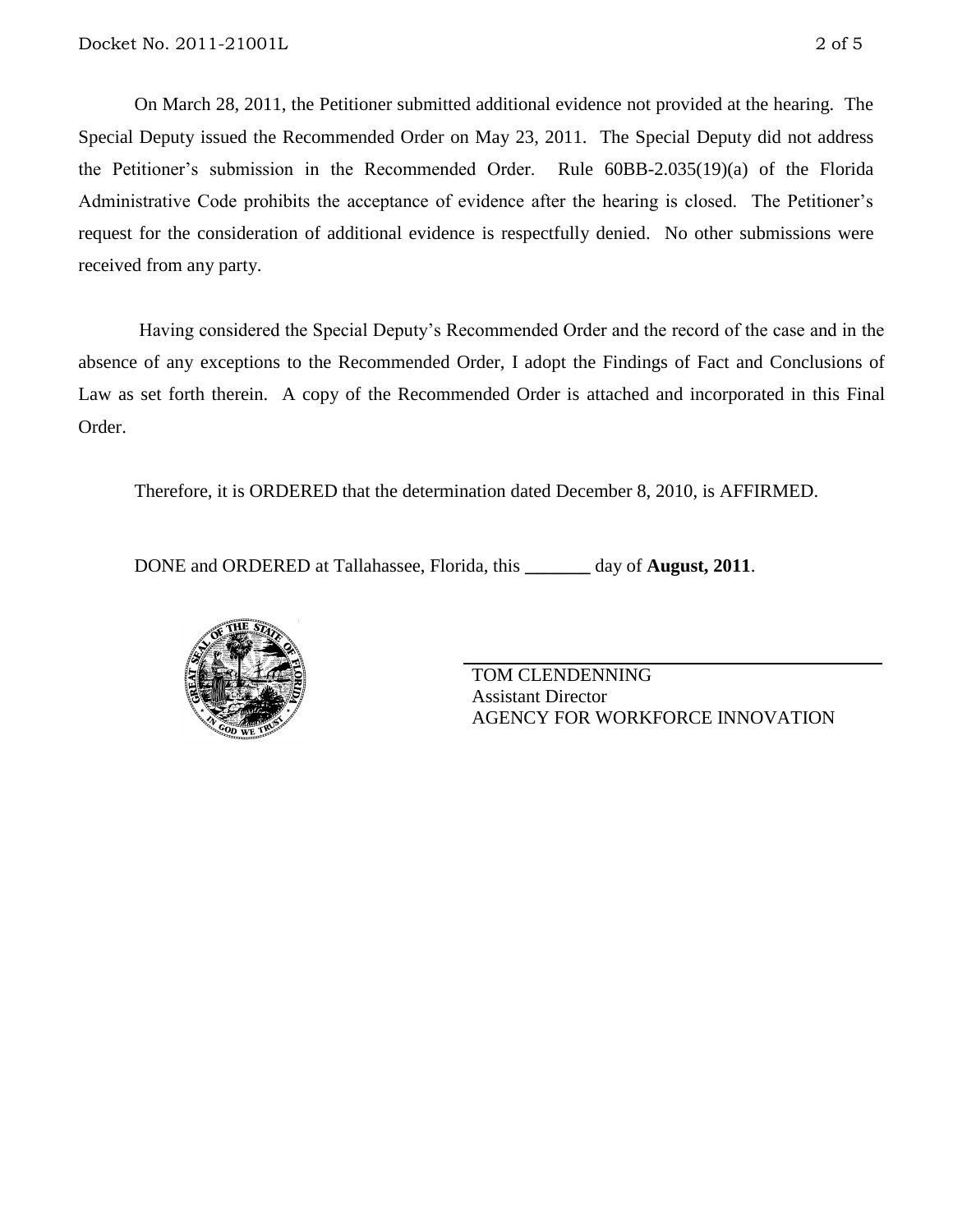On March 28, 2011, the Petitioner submitted additional evidence not provided at the hearing. The Special Deputy issued the Recommended Order on May 23, 2011. The Special Deputy did not address the Petitioner's submission in the Recommended Order. Rule 60BB-2.035(19)(a) of the Florida Administrative Code prohibits the acceptance of evidence after the hearing is closed. The Petitioner's request for the consideration of additional evidence is respectfully denied. No other submissions were received from any party.

Having considered the Special Deputy's Recommended Order and the record of the case and in the absence of any exceptions to the Recommended Order, I adopt the Findings of Fact and Conclusions of Law as set forth therein. A copy of the Recommended Order is attached and incorporated in this Final Order.

Therefore, it is ORDERED that the determination dated December 8, 2010, is AFFIRMED.

DONE and ORDERED at Tallahassee, Florida, this _______ day of **August, 2011**.

TOM CLENDENNING
Assistant Director
AGENCY FOR WORKFORCE INNOVATION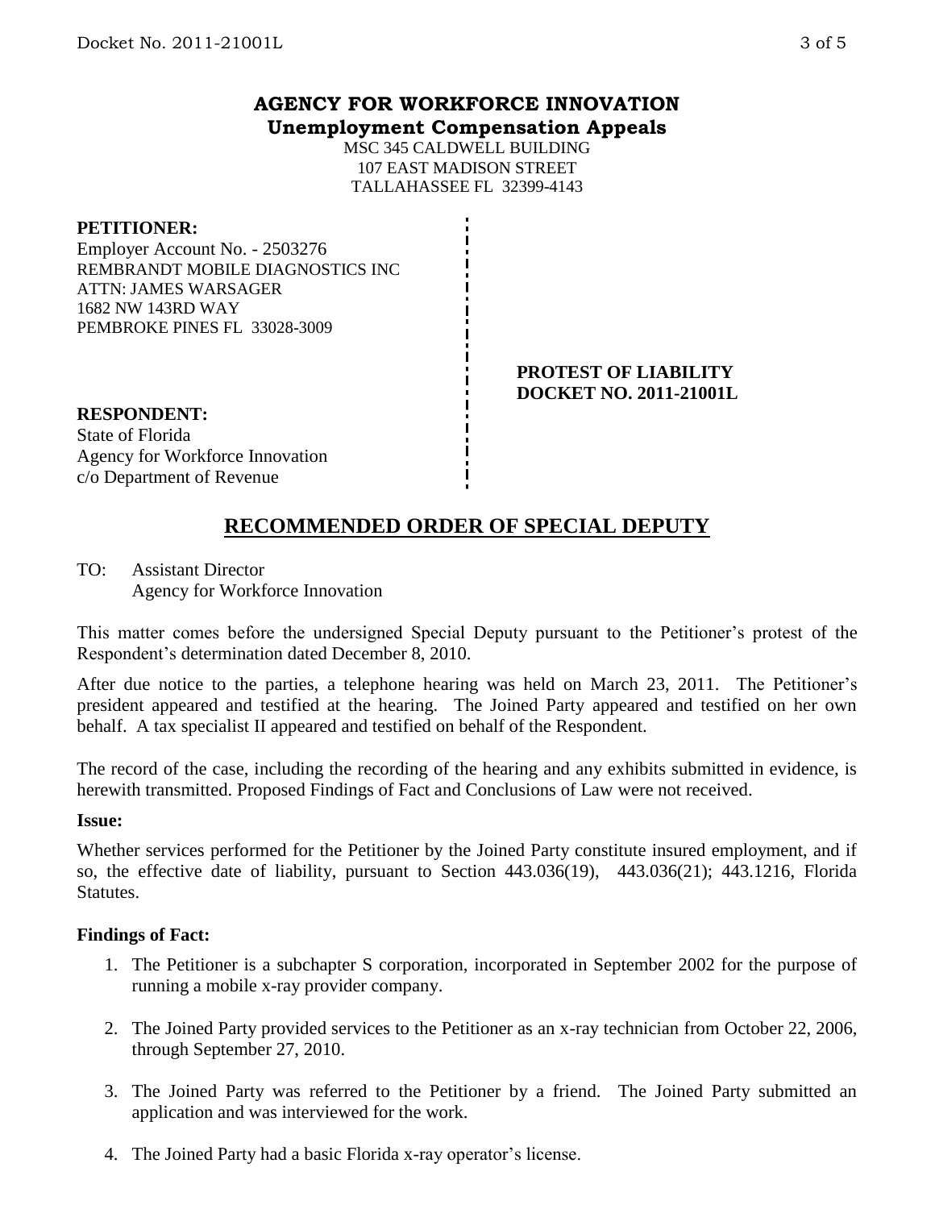## AGENCY FOR WORKFORCE INNOVATION
**Unemployment Compensation Appeals**

MSC 345 CALDWELL BUILDING
107 EAST MADISON STREET
TALLAHASSEE FL 32399-4143

**PETITIONER:**
Employer Account No. - 2503276
REMBRANDT MOBILE DIAGNOSTICS INC
ATTN: JAMES WARSAGER
1682 NW 143RD WAY
PEMBROKE PINES FL 33028-3009

**PROTEST OF LIABILITY**
**DOCKET NO. 2011-21001L**

**RESPONDENT:**
State of Florida
Agency for Workforce Innovation
c/o Department of Revenue

## RECOMMENDED ORDER OF SPECIAL DEPUTY

TO: Assistant Director
Agency for Workforce Innovation

This matter comes before the undersigned Special Deputy pursuant to the Petitioner's protest of the Respondent's determination dated December 8, 2010.

After due notice to the parties, a telephone hearing was held on March 23, 2011. The Petitioner's president appeared and testified at the hearing. The Joined Party appeared and testified on her own behalf. A tax specialist II appeared and testified on behalf of the Respondent.

The record of the case, including the recording of the hearing and any exhibits submitted in evidence, is herewith transmitted. Proposed Findings of Fact and Conclusions of Law were not received.

**Issue:**

Whether services performed for the Petitioner by the Joined Party constitute insured employment, and if so, the effective date of liability, pursuant to Section 443.036(19), 443.036(21); 443.1216, Florida Statutes.

**Findings of Fact:**

1. The Petitioner is a subchapter S corporation, incorporated in September 2002 for the purpose of running a mobile x-ray provider company.

2. The Joined Party provided services to the Petitioner as an x-ray technician from October 22, 2006, through September 27, 2010.

3. The Joined Party was referred to the Petitioner by a friend. The Joined Party submitted an application and was interviewed for the work.

4. The Joined Party had a basic Florida x-ray operator's license.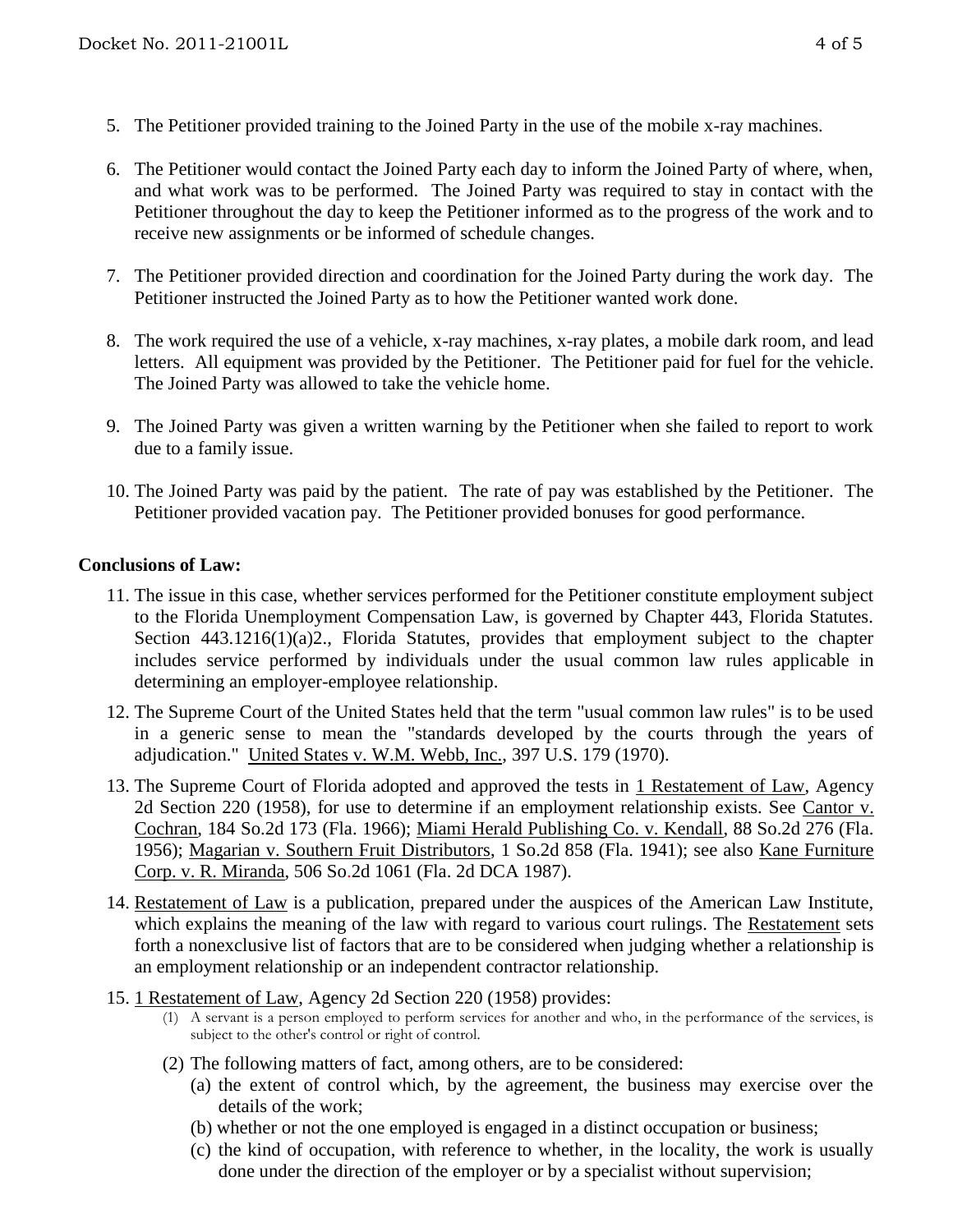5. The Petitioner provided training to the Joined Party in the use of the mobile x-ray machines.

6. The Petitioner would contact the Joined Party each day to inform the Joined Party of where, when, and what work was to be performed. The Joined Party was required to stay in contact with the Petitioner throughout the day to keep the Petitioner informed as to the progress of the work and to receive new assignments or be informed of schedule changes.

7. The Petitioner provided direction and coordination for the Joined Party during the work day. The Petitioner instructed the Joined Party as to how the Petitioner wanted work done.

8. The work required the use of a vehicle, x-ray machines, x-ray plates, a mobile dark room, and lead letters. All equipment was provided by the Petitioner. The Petitioner paid for fuel for the vehicle. The Joined Party was allowed to take the vehicle home.

9. The Joined Party was given a written warning by the Petitioner when she failed to report to work due to a family issue.

10. The Joined Party was paid by the patient. The rate of pay was established by the Petitioner. The Petitioner provided vacation pay. The Petitioner provided bonuses for good performance.

**Conclusions of Law:**

11. The issue in this case, whether services performed for the Petitioner constitute employment subject to the Florida Unemployment Compensation Law, is governed by Chapter 443, Florida Statutes. Section 443.1216(1)(a)2., Florida Statutes, provides that employment subject to the chapter includes service performed by individuals under the usual common law rules applicable in determining an employer-employee relationship.

12. The Supreme Court of the United States held that the term "usual common law rules" is to be used in a generic sense to mean the "standards developed by the courts through the years of adjudication." United States v. W.M. Webb, Inc., 397 U.S. 179 (1970).

13. The Supreme Court of Florida adopted and approved the tests in 1 Restatement of Law, Agency 2d Section 220 (1958), for use to determine if an employment relationship exists. See Cantor v. Cochran, 184 So.2d 173 (Fla. 1966); Miami Herald Publishing Co. v. Kendall, 88 So.2d 276 (Fla. 1956); Magarian v. Southern Fruit Distributors, 1 So.2d 858 (Fla. 1941); see also Kane Furniture Corp. v. R. Miranda, 506 So.2d 1061 (Fla. 2d DCA 1987).

14. Restatement of Law is a publication, prepared under the auspices of the American Law Institute, which explains the meaning of the law with regard to various court rulings. The Restatement sets forth a nonexclusive list of factors that are to be considered when judging whether a relationship is an employment relationship or an independent contractor relationship.

15. 1 Restatement of Law, Agency 2d Section 220 (1958) provides:
    (1) A servant is a person employed to perform services for another and who, in the performance of the services, is subject to the other's control or right of control.
    (2) The following matters of fact, among others, are to be considered:
        (a) the extent of control which, by the agreement, the business may exercise over the details of the work;
        (b) whether or not the one employed is engaged in a distinct occupation or business;
        (c) the kind of occupation, with reference to whether, in the locality, the work is usually done under the direction of the employer or by a specialist without supervision;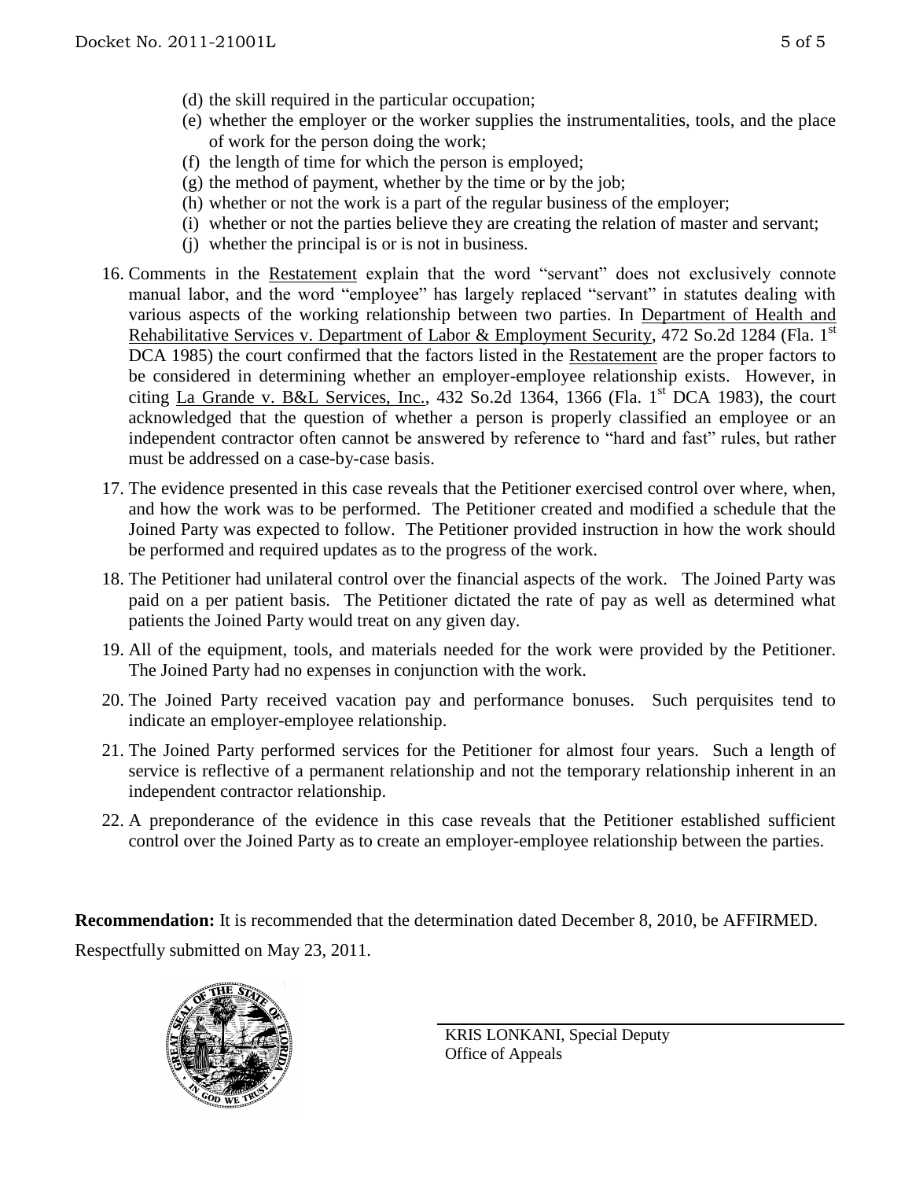(d) the skill required in the particular occupation;
(e) whether the employer or the worker supplies the instrumentalities, tools, and the place of work for the person doing the work;
(f) the length of time for which the person is employed;
(g) the method of payment, whether by the time or by the job;
(h) whether or not the work is a part of the regular business of the employer;
(i) whether or not the parties believe they are creating the relation of master and servant;
(j) whether the principal is or is not in business.

16. Comments in the Restatement explain that the word "servant" does not exclusively connote manual labor, and the word "employee" has largely replaced "servant" in statutes dealing with various aspects of the working relationship between two parties. In Department of Health and Rehabilitative Services v. Department of Labor & Employment Security, 472 So.2d 1284 (Fla. 1st DCA 1985) the court confirmed that the factors listed in the Restatement are the proper factors to be considered in determining whether an employer-employee relationship exists. However, in citing La Grande v. B&L Services, Inc., 432 So.2d 1364, 1366 (Fla. 1st DCA 1983), the court acknowledged that the question of whether a person is properly classified an employee or an independent contractor often cannot be answered by reference to "hard and fast" rules, but rather must be addressed on a case-by-case basis.

17. The evidence presented in this case reveals that the Petitioner exercised control over where, when, and how the work was to be performed. The Petitioner created and modified a schedule that the Joined Party was expected to follow. The Petitioner provided instruction in how the work should be performed and required updates as to the progress of the work.

18. The Petitioner had unilateral control over the financial aspects of the work. The Joined Party was paid on a per patient basis. The Petitioner dictated the rate of pay as well as determined what patients the Joined Party would treat on any given day.

19. All of the equipment, tools, and materials needed for the work were provided by the Petitioner. The Joined Party had no expenses in conjunction with the work.

20. The Joined Party received vacation pay and performance bonuses. Such perquisites tend to indicate an employer-employee relationship.

21. The Joined Party performed services for the Petitioner for almost four years. Such a length of service is reflective of a permanent relationship and not the temporary relationship inherent in an independent contractor relationship.

22. A preponderance of the evidence in this case reveals that the Petitioner established sufficient control over the Joined Party as to create an employer-employee relationship between the parties.

**Recommendation:** It is recommended that the determination dated December 8, 2010, be AFFIRMED.

Respectfully submitted on May 23, 2011.

KRIS LONKANI, Special Deputy
Office of Appeals